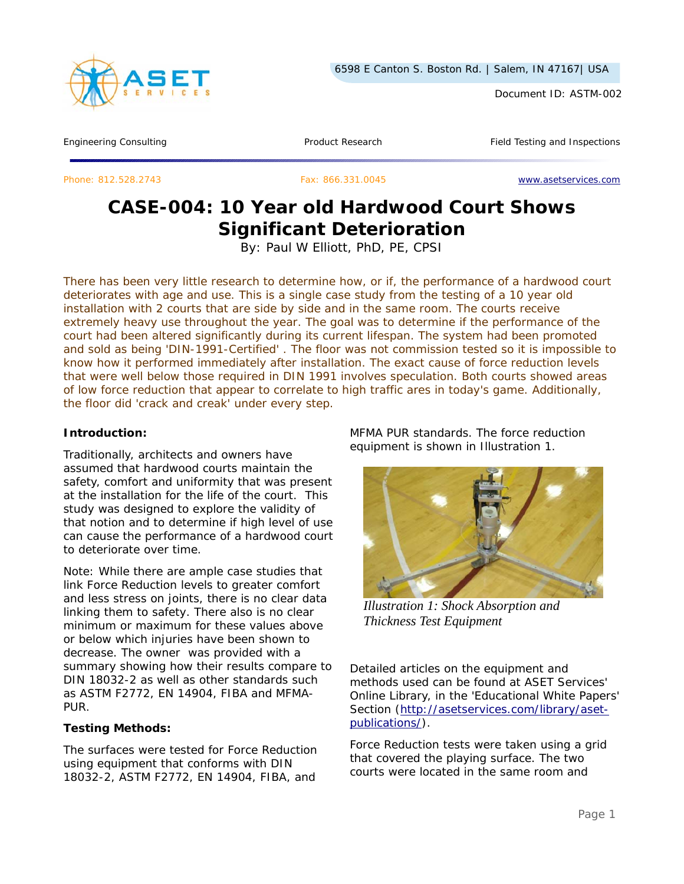6598 E Canton S. Boston Rd. | Salem, IN 47167| USA

Document ID: ASTM-002

Engineering Consulting | Product Research | Field Testing and Inspections

Phone: 812.528.2743 | Fax: 866.331.0045 | www.asetservices.com

# CASE-004: 10 Year old Hardwood Court Shows Significant Deterioration

By: Paul W Elliott, PhD, PE, CPSI

There has been very little research to determine how, or if, the performance of a hardwood court deteriorates with age and use. This is a single case study from the testing of a 10 year old installation with 2 courts that are side by side and in the same room. The courts receive extremely heavy use throughout the year. The goal was to determine if the performance of the court had been altered significantly during its current lifespan. The system had been promoted and sold as being 'DIN-1991-Certified' . The floor was not commission tested so it is impossible to know how it performed immediately after installation. The exact cause of force reduction levels that were well below those required in DIN 1991 involves speculation. Both courts showed areas of low force reduction that appear to correlate to high traffic ares in today's game. Additionally, the floor did 'crack and creak' under every step.

**Introduction:**

Traditionally, architects and owners have assumed that hardwood courts maintain the safety, comfort and uniformity that was present at the installation for the life of the court. This study was designed to explore the validity of that notion and to determine if high level of use can cause the performance of a hardwood court to deteriorate over time.

Note: While there are ample case studies that link Force Reduction levels to greater comfort and less stress on joints, there is no clear data linking them to safety. There also is no clear minimum or maximum for these values above or below which injuries have been shown to decrease. The owner was provided with a summary showing how their results compare to DIN 18032-2 as well as other standards such as ASTM F2772, EN 14904, FIBA and MFMA-PUR.

**Testing Methods:**

The surfaces were tested for Force Reduction using equipment that conforms with DIN 18032-2, ASTM F2772, EN 14904, FIBA, and MFMA PUR standards. The force reduction equipment is shown in Illustration 1.

*Illustration 1: Shock Absorption and Thickness Test Equipment*

Detailed articles on the equipment and methods used can be found at ASET Services' Online Library, in the 'Educational White Papers' Section (http://asetservices.com/library/aset-publications/).

Force Reduction tests were taken using a grid that covered the playing surface. The two courts were located in the same room and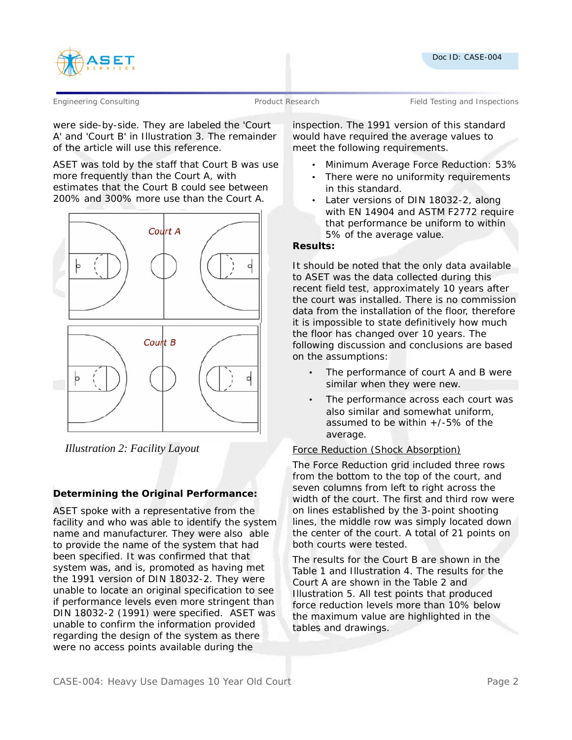were side-by-side. They are labeled the 'Court A' and 'Court B' in Illustration 3. The remainder of the article will use this reference.

ASET was told by the staff that Court B was use more frequently than the Court A, with estimates that the Court B could see between 200% and 300% more use than the Court A.

*Illustration 2: Facility Layout*

**Determining the Original Performance:**

ASET spoke with a representative from the facility and who was able to identify the system name and manufacturer. They were also able to provide the name of the system that had been specified. It was confirmed that that system was, and is, promoted as having met the 1991 version of DIN 18032-2. They were unable to locate an original specification to see if performance levels even more stringent than DIN 18032-2 (1991) were specified. ASET was unable to confirm the information provided regarding the design of the system as there were no access points available during the inspection. The 1991 version of this standard would have required the average values to meet the following requirements.

- Minimum Average Force Reduction: 53%
- There were no uniformity requirements in this standard.
- Later versions of DIN 18032-2, along with EN 14904 and ASTM F2772 require that performance be uniform to within 5% of the average value.

**Results:**

It should be noted that the only data available to ASET was the data collected during this recent field test, approximately 10 years after the court was installed. There is no commission data from the installation of the floor, therefore it is impossible to state definitively how much the floor has changed over 10 years. The following discussion and conclusions are based on the assumptions:

- The performance of court A and B were similar when they were new.
- The performance across each court was also similar and somewhat uniform, assumed to be within +/-5% of the average.

<u>Force Reduction (Shock Absorption)</u>

The Force Reduction grid included three rows from the bottom to the top of the court, and seven columns from left to right across the width of the court. The first and third row were on lines established by the 3-point shooting lines, the middle row was simply located down the center of the court. A total of 21 points on both courts were tested.

The results for the Court B are shown in the Table 1 and Illustration 4. The results for the Court A are shown in the Table 2 and Illustration 5. All test points that produced force reduction levels more than 10% below the maximum value are highlighted in the tables and drawings.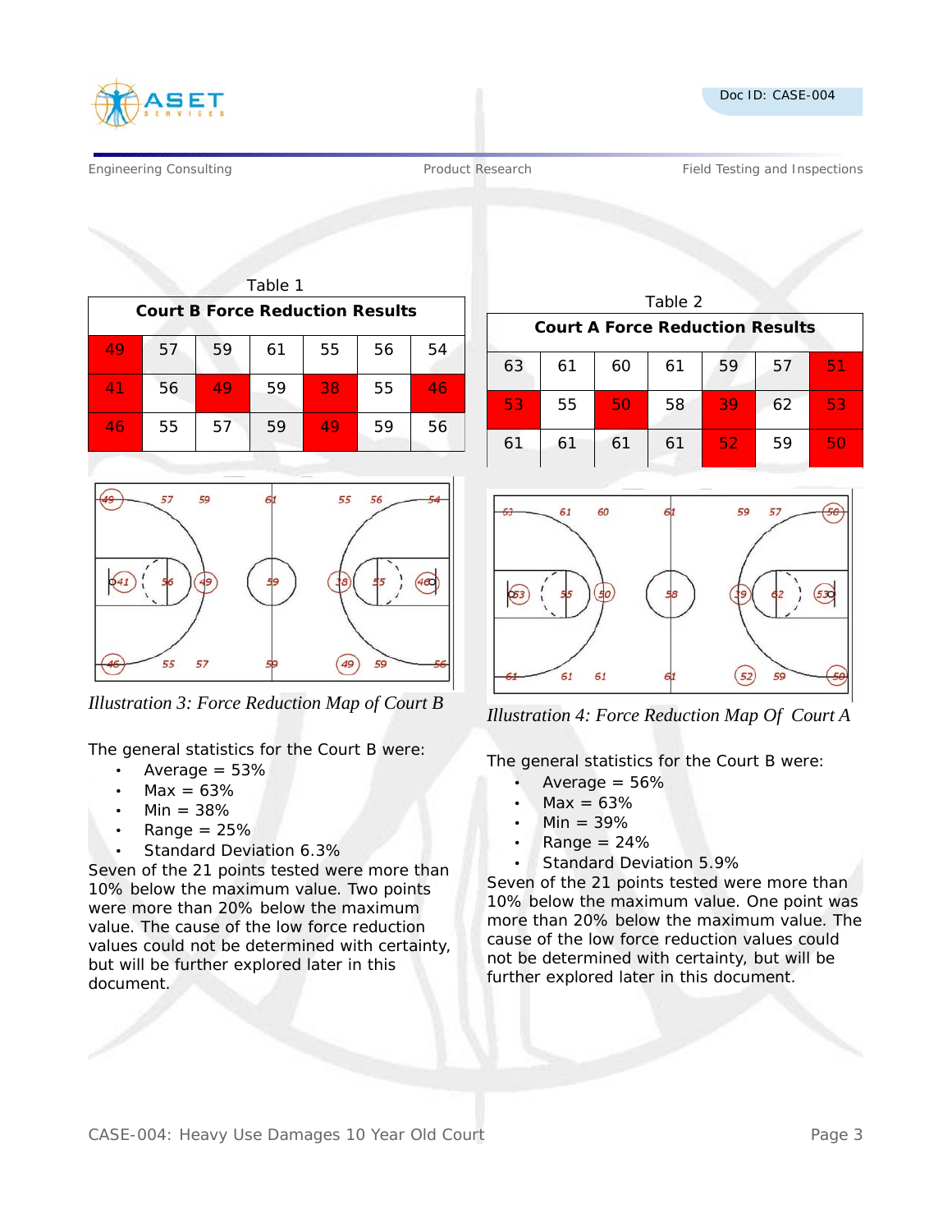Table 1

| Court B Force Reduction Results | | | | | | |
|---|---|---|---|---|---|---|
| 49 | 57 | 59 | 61 | 55 | 56 | 54 |
| 41 | 56 | 49 | 59 | 38 | 55 | 46 |
| 46 | 55 | 57 | 59 | 49 | 59 | 56 |

*Illustration 3: Force Reduction Map of Court B*

The general statistics for the Court B were:

- Average = 53%
- Max = 63%
- Min = 38%
- Range = 25%
- Standard Deviation 6.3%

Seven of the 21 points tested were more than 10% below the maximum value. Two points were more than 20% below the maximum value. The cause of the low force reduction values could not be determined with certainty, but will be further explored later in this document.

Table 2

| Court A Force Reduction Results | | | | | | |
|---|---|---|---|---|---|---|
| 63 | 61 | 60 | 61 | 59 | 57 | 51 |
| 53 | 55 | 50 | 58 | 39 | 62 | 53 |
| 61 | 61 | 61 | 61 | 52 | 59 | 50 |

*Illustration 4: Force Reduction Map Of Court A*

The general statistics for the Court B were:

- Average = 56%
- Max = 63%
- Min = 39%
- Range = 24%
- Standard Deviation 5.9%

Seven of the 21 points tested were more than 10% below the maximum value. One point was more than 20% below the maximum value. The cause of the low force reduction values could not be determined with certainty, but will be further explored later in this document.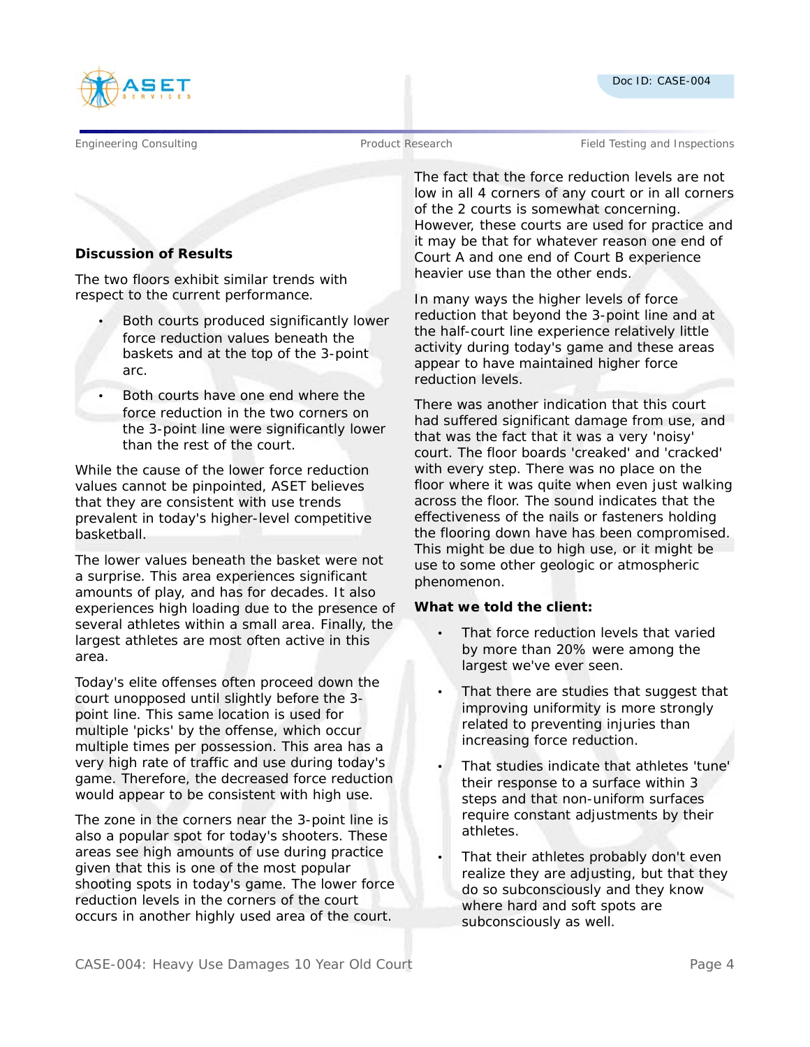**Discussion of Results**

The two floors exhibit similar trends with respect to the current performance.

- Both courts produced significantly lower force reduction values beneath the baskets and at the top of the 3-point arc.
- Both courts have one end where the force reduction in the two corners on the 3-point line were significantly lower than the rest of the court.

While the cause of the lower force reduction values cannot be pinpointed, ASET believes that they are consistent with use trends prevalent in today's higher-level competitive basketball.

The lower values beneath the basket were not a surprise. This area experiences significant amounts of play, and has for decades. It also experiences high loading due to the presence of several athletes within a small area. Finally, the largest athletes are most often active in this area.

Today's elite offenses often proceed down the court unopposed until slightly before the 3-point line. This same location is used for multiple 'picks' by the offense, which occur multiple times per possession. This area has a very high rate of traffic and use during today's game. Therefore, the decreased force reduction would appear to be consistent with high use.

The zone in the corners near the 3-point line is also a popular spot for today's shooters. These areas see high amounts of use during practice given that this is one of the most popular shooting spots in today's game. The lower force reduction levels in the corners of the court occurs in another highly used area of the court.

The fact that the force reduction levels are not low in all 4 corners of any court or in all corners of the 2 courts is somewhat concerning. However, these courts are used for practice and it may be that for whatever reason one end of Court A and one end of Court B experience heavier use than the other ends.

In many ways the higher levels of force reduction that beyond the 3-point line and at the half-court line experience relatively little activity during today's game and these areas appear to have maintained higher force reduction levels.

There was another indication that this court had suffered significant damage from use, and that was the fact that it was a very 'noisy' court. The floor boards 'creaked' and 'cracked' with every step. There was no place on the floor where it was quite when even just walking across the floor. The sound indicates that the effectiveness of the nails or fasteners holding the flooring down have has been compromised. This might be due to high use, or it might be use to some other geologic or atmospheric phenomenon.

**What we told the client:**

- That force reduction levels that varied by more than 20% were among the largest we've ever seen.
- That there are studies that suggest that improving uniformity is more strongly related to preventing injuries than increasing force reduction.
- That studies indicate that athletes 'tune' their response to a surface within 3 steps and that non-uniform surfaces require constant adjustments by their athletes.
- That their athletes probably don't even realize they are adjusting, but that they do so subconsciously and they know where hard and soft spots are subconsciously as well.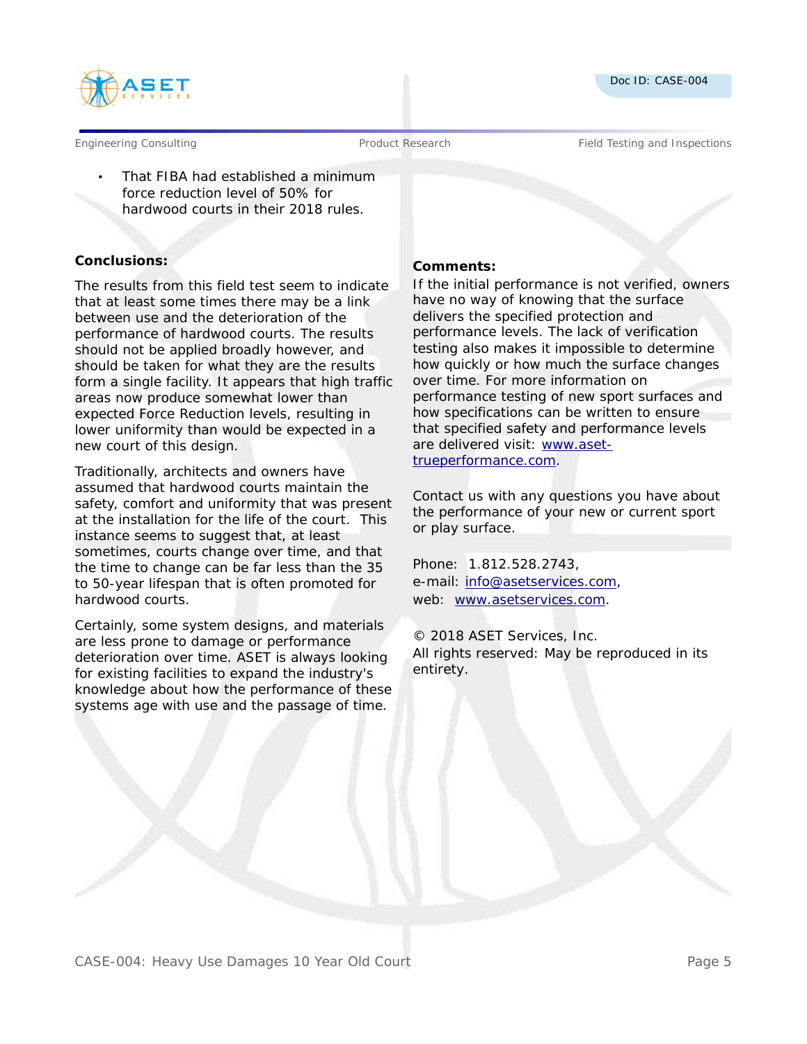- That FIBA had established a minimum force reduction level of 50% for hardwood courts in their 2018 rules.

**Conclusions:**

The results from this field test seem to indicate that at least some times there may be a link between use and the deterioration of the performance of hardwood courts. The results should not be applied broadly however, and should be taken for what they are the results form a single facility. It appears that high traffic areas now produce somewhat lower than expected Force Reduction levels, resulting in lower uniformity than would be expected in a new court of this design.

Traditionally, architects and owners have assumed that hardwood courts maintain the safety, comfort and uniformity that was present at the installation for the life of the court. This instance seems to suggest that, at least sometimes, courts change over time, and that the time to change can be far less than the 35 to 50-year lifespan that is often promoted for hardwood courts.

Certainly, some system designs, and materials are less prone to damage or performance deterioration over time. ASET is always looking for existing facilities to expand the industry's knowledge about how the performance of these systems age with use and the passage of time.

**Comments:**

If the initial performance is not verified, owners have no way of knowing that the surface delivers the specified protection and performance levels. The lack of verification testing also makes it impossible to determine how quickly or how much the surface changes over time. For more information on performance testing of new sport surfaces and how specifications can be written to ensure that specified safety and performance levels are delivered visit: www.aset-trueperformance.com.

Contact us with any questions you have about the performance of your new or current sport or play surface.

Phone: 1.812.528.2743,
e-mail: info@asetservices.com,
web: www.asetservices.com.

© 2018 ASET Services, Inc.
All rights reserved: May be reproduced in its entirety.